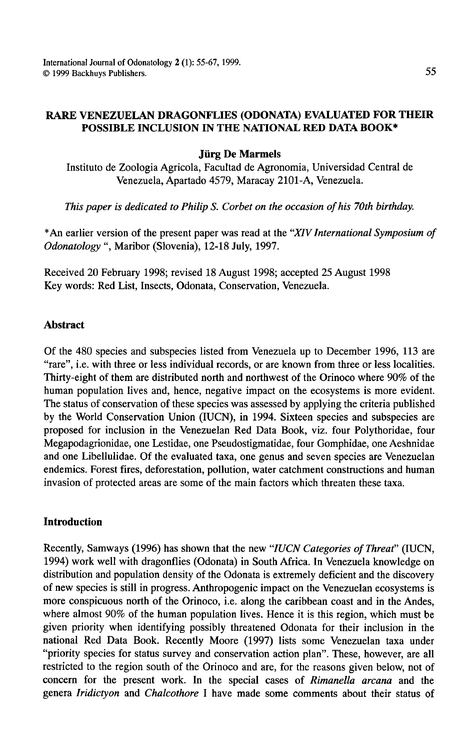# RARE VENEZUELAN DRAGONFLIES (ODONATA) EVALUATED FOR THEIR POSSIBLE INCLUSION IN THE NATIONAL RED DATA BOOK*

**Jürg De Marmels**

Instituto de Zoologia Agricola, Facultad de Agronomia, Universidad Central de Venezuela, Apartado 4579, Maracay 2101-A, Venezuela.

*This paper is dedicated to Philip S. Corbet on the occasion of his 70th birthday.*

*An earlier version of the present paper was read at the *"XIV International Symposium of Odonatology"*, Maribor (Slovenia), 12-18 July, 1997.

Received 20 February 1998; revised 18 August 1998; accepted 25 August 1998

Key words: Red List, Insects, Odonata, Conservation, Venezuela.

## Abstract

Of the 480 species and subspecies listed from Venezuela up to December 1996, 113 are "rare", i.e. with three or less individual records, or are known from three or less localities. Thirty-eight of them are distributed north and northwest of the Orinoco where 90% of the human population lives and, hence, negative impact on the ecosystems is more evident. The status of conservation of these species was assessed by applying the criteria published by the World Conservation Union (IUCN), in 1994. Sixteen species and subspecies are proposed for inclusion in the Venezuelan Red Data Book, viz. four Polythoridae, four Megapodagrionidae, one Lestidae, one Pseudostigmatidae, four Gomphidae, one Aeshnidae and one Libellulidae. Of the evaluated taxa, one genus and seven species are Venezuelan endemics. Forest fires, deforestation, pollution, water catchment constructions and human invasion of protected areas are some of the main factors which threaten these taxa.

## Introduction

Recently, Samways (1996) has shown that the new *"IUCN Categories of Threat"* (IUCN, 1994) work well with dragonflies (Odonata) in South Africa. In Venezuela knowledge on distribution and population density of the Odonata is extremely deficient and the discovery of new species is still in progress. Anthropogenic impact on the Venezuelan ecosystems is more conspicuous north of the Orinoco, i.e. along the caribbean coast and in the Andes, where almost 90% of the human population lives. Hence it is this region, which must be given priority when identifying possibly threatened Odonata for their inclusion in the national Red Data Book. Recently Moore (1997) lists some Venezuelan taxa under "priority species for status survey and conservation action plan". These, however, are all restricted to the region south of the Orinoco and are, for the reasons given below, not of concern for the present work. In the special cases of *Rimanella arcana* and the genera *Iridictyon* and *Chalcothore* I have made some comments about their status of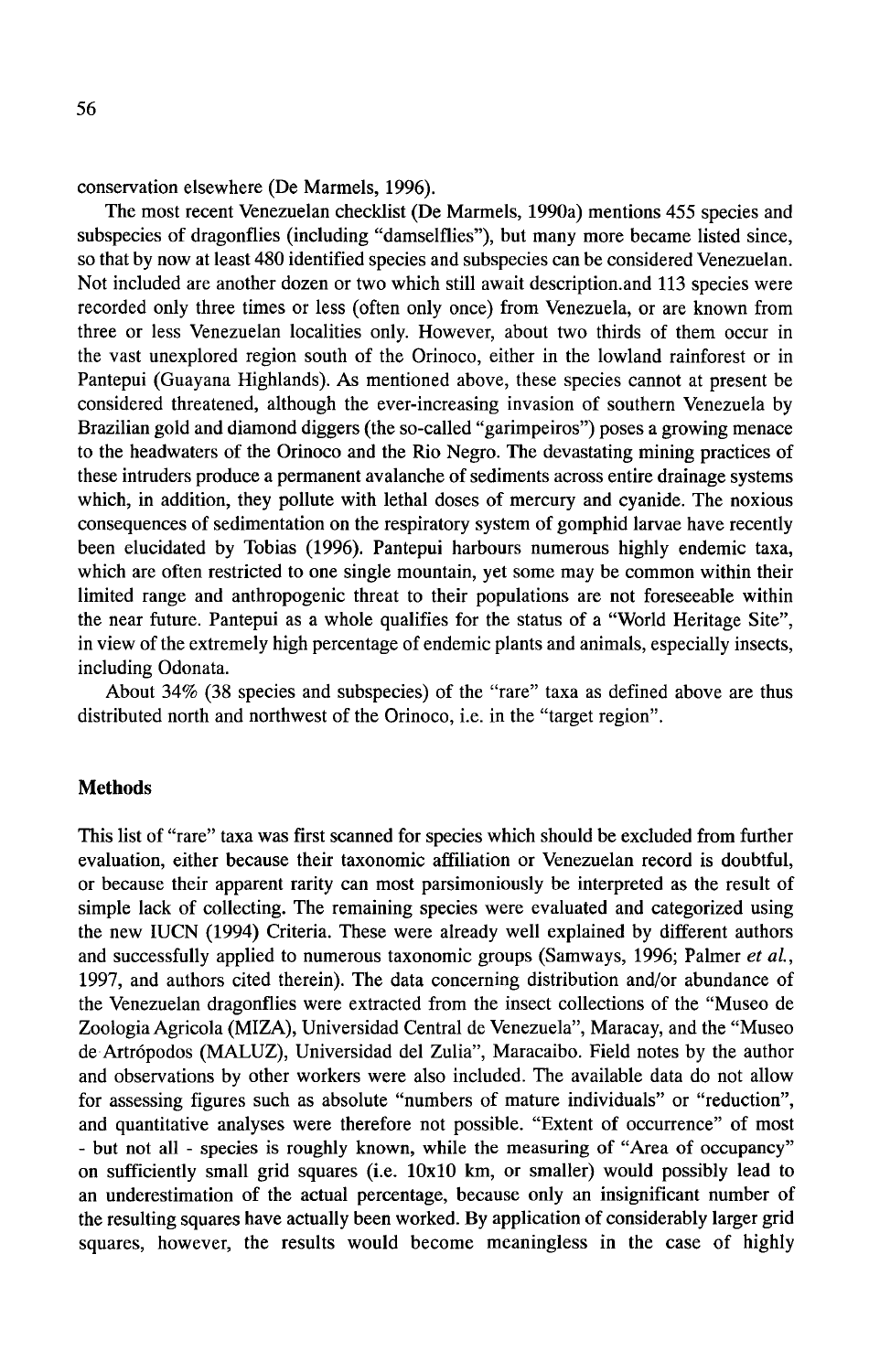conservation elsewhere (De Marmels, 1996).

The most recent Venezuelan checklist (De Marmels, 1990a) mentions 455 species and subspecies of dragonflies (including "damselflies"), but many more became listed since, so that by now at least 480 identified species and subspecies can be considered Venezuelan. Not included are another dozen or two which still await description.and 113 species were recorded only three times or less (often only once) from Venezuela, or are known from three or less Venezuelan localities only. However, about two thirds of them occur in the vast unexplored region south of the Orinoco, either in the lowland rainforest or in Pantepui (Guayana Highlands). As mentioned above, these species cannot at present be considered threatened, although the ever-increasing invasion of southern Venezuela by Brazilian gold and diamond diggers (the so-called "garimpeiros") poses a growing menace to the headwaters of the Orinoco and the Rio Negro. The devastating mining practices of these intruders produce a permanent avalanche of sediments across entire drainage systems which, in addition, they pollute with lethal doses of mercury and cyanide. The noxious consequences of sedimentation on the respiratory system of gomphid larvae have recently been elucidated by Tobias (1996). Pantepui harbours numerous highly endemic taxa, which are often restricted to one single mountain, yet some may be common within their limited range and anthropogenic threat to their populations are not foreseeable within the near future. Pantepui as a whole qualifies for the status of a "World Heritage Site", in view of the extremely high percentage of endemic plants and animals, especially insects, including Odonata.

About 34% (38 species and subspecies) of the "rare" taxa as defined above are thus distributed north and northwest of the Orinoco, i.e. in the "target region".

## Methods

This list of "rare" taxa was first scanned for species which should be excluded from further evaluation, either because their taxonomic affiliation or Venezuelan record is doubtful, or because their apparent rarity can most parsimoniously be interpreted as the result of simple lack of collecting. The remaining species were evaluated and categorized using the new IUCN (1994) Criteria. These were already well explained by different authors and successfully applied to numerous taxonomic groups (Samways, 1996; Palmer *et al.*, 1997, and authors cited therein). The data concerning distribution and/or abundance of the Venezuelan dragonflies were extracted from the insect collections of the "Museo de Zoologia Agricola (MIZA), Universidad Central de Venezuela", Maracay, and the "Museo de Artrópodos (MALUZ), Universidad del Zulia", Maracaibo. Field notes by the author and observations by other workers were also included. The available data do not allow for assessing figures such as absolute "numbers of mature individuals" or "reduction", and quantitative analyses were therefore not possible. "Extent of occurrence" of most - but not all - species is roughly known, while the measuring of "Area of occupancy" on sufficiently small grid squares (i.e. 10x10 km, or smaller) would possibly lead to an underestimation of the actual percentage, because only an insignificant number of the resulting squares have actually been worked. By application of considerably larger grid squares, however, the results would become meaningless in the case of highly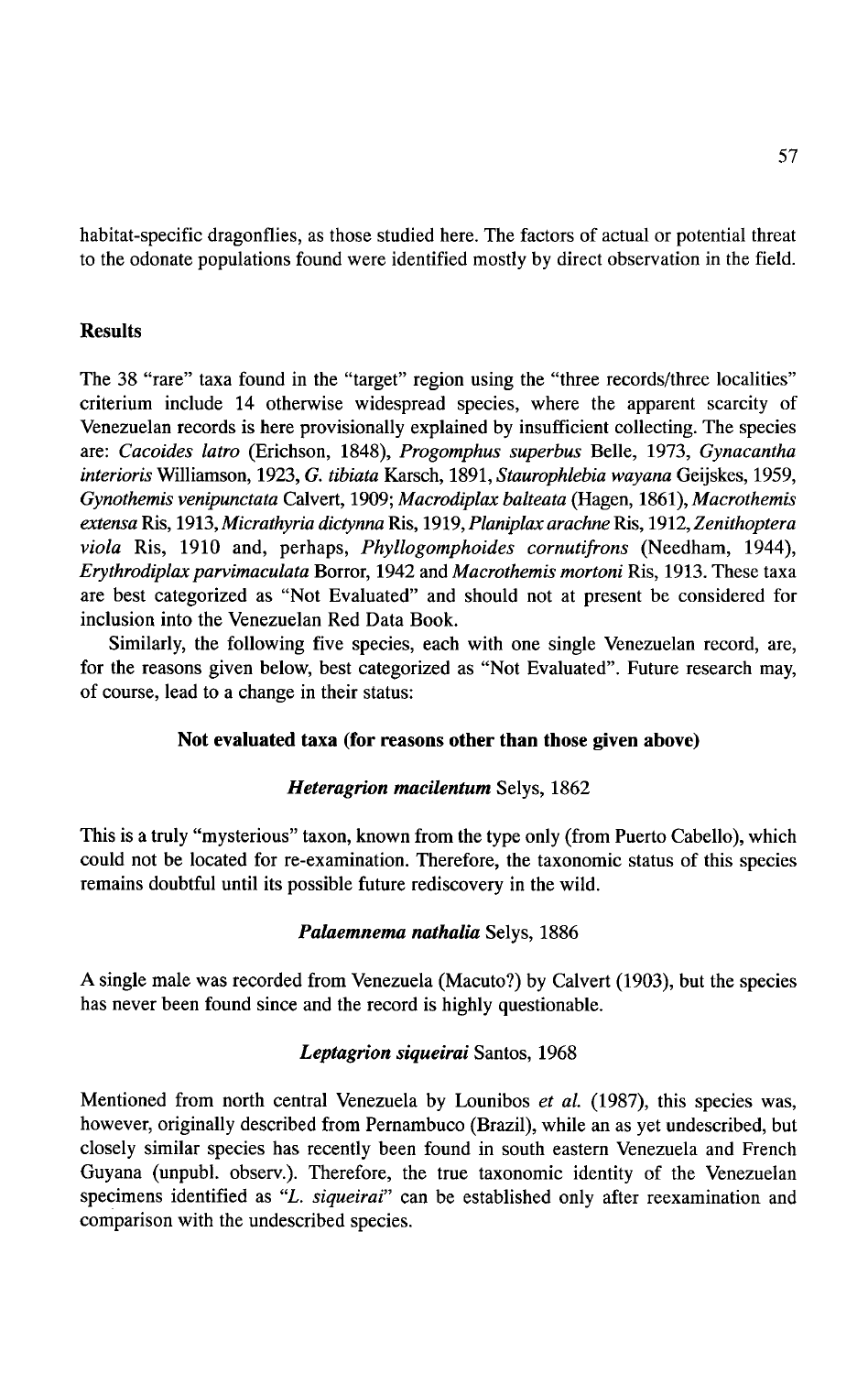habitat-specific dragonflies, as those studied here. The factors of actual or potential threat to the odonate populations found were identified mostly by direct observation in the field.

## Results

The 38 "rare" taxa found in the "target" region using the "three records/three localities" criterium include 14 otherwise widespread species, where the apparent scarcity of Venezuelan records is here provisionally explained by insufficient collecting. The species are: *Cacoides latro* (Erichson, 1848), *Progomphus superbus* Belle, 1973, *Gynacantha interioris* Williamson, 1923, *G. tibiata* Karsch, 1891, *Staurophlebia wayana* Geijskes, 1959, *Gynothemis venipunctata* Calvert, 1909; *Macrodiplax balteata* (Hagen, 1861), *Macrothemis extensa* Ris, 1913, *Micrathyria dictynna* Ris, 1919, *Planiplax arachne* Ris, 1912, *Zenithoptera viola* Ris, 1910 and, perhaps, *Phyllogomphoides cornutifrons* (Needham, 1944), *Erythrodiplax parvimaculata* Borror, 1942 and *Macrothemis mortoni* Ris, 1913. These taxa are best categorized as "Not Evaluated" and should not at present be considered for inclusion into the Venezuelan Red Data Book.

Similarly, the following five species, each with one single Venezuelan record, are, for the reasons given below, best categorized as "Not Evaluated". Future research may, of course, lead to a change in their status:

### Not evaluated taxa (for reasons other than those given above)

#### *Heteragrion macilentum* Selys, 1862

This is a truly "mysterious" taxon, known from the type only (from Puerto Cabello), which could not be located for re-examination. Therefore, the taxonomic status of this species remains doubtful until its possible future rediscovery in the wild.

#### *Palaemnema nathalia* Selys, 1886

A single male was recorded from Venezuela (Macuto?) by Calvert (1903), but the species has never been found since and the record is highly questionable.

#### *Leptagrion siqueirai* Santos, 1968

Mentioned from north central Venezuela by Lounibos *et al.* (1987), this species was, however, originally described from Pernambuco (Brazil), while an as yet undescribed, but closely similar species has recently been found in south eastern Venezuela and French Guyana (unpubl. observ.). Therefore, the true taxonomic identity of the Venezuelan specimens identified as "*L. siqueirai*" can be established only after reexamination and comparison with the undescribed species.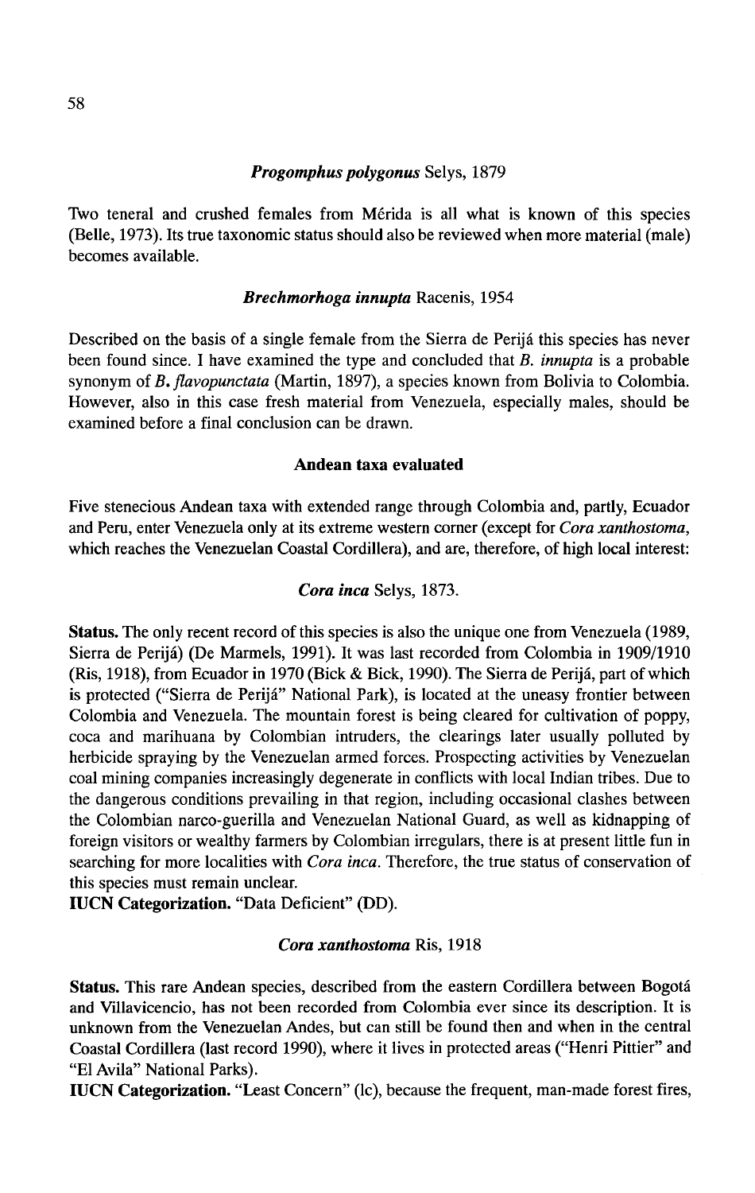### *Progomphus polygonus* Selys, 1879

Two teneral and crushed females from Mérida is all what is known of this species (Belle, 1973). Its true taxonomic status should also be reviewed when more material (male) becomes available.

### *Brechmorhoga innupta* Racenis, 1954

Described on the basis of a single female from the Sierra de Perijá this species has never been found since. I have examined the type and concluded that *B. innupta* is a probable synonym of *B. flavopunctata* (Martin, 1897), a species known from Bolivia to Colombia. However, also in this case fresh material from Venezuela, especially males, should be examined before a final conclusion can be drawn.

## Andean taxa evaluated

Five stenecious Andean taxa with extended range through Colombia and, partly, Ecuador and Peru, enter Venezuela only at its extreme western corner (except for *Cora xanthostoma*, which reaches the Venezuelan Coastal Cordillera), and are, therefore, of high local interest:

### *Cora inca* Selys, 1873.

**Status.** The only recent record of this species is also the unique one from Venezuela (1989, Sierra de Perijá) (De Marmels, 1991). It was last recorded from Colombia in 1909/1910 (Ris, 1918), from Ecuador in 1970 (Bick & Bick, 1990). The Sierra de Perijá, part of which is protected ("Sierra de Perijá" National Park), is located at the uneasy frontier between Colombia and Venezuela. The mountain forest is being cleared for cultivation of poppy, coca and marihuana by Colombian intruders, the clearings later usually polluted by herbicide spraying by the Venezuelan armed forces. Prospecting activities by Venezuelan coal mining companies increasingly degenerate in conflicts with local Indian tribes. Due to the dangerous conditions prevailing in that region, including occasional clashes between the Colombian narco-guerilla and Venezuelan National Guard, as well as kidnapping of foreign visitors or wealthy farmers by Colombian irregulars, there is at present little fun in searching for more localities with *Cora inca*. Therefore, the true status of conservation of this species must remain unclear.

**IUCN Categorization.** "Data Deficient" (DD).

### *Cora xanthostoma* Ris, 1918

**Status.** This rare Andean species, described from the eastern Cordillera between Bogotá and Villavicencio, has not been recorded from Colombia ever since its description. It is unknown from the Venezuelan Andes, but can still be found then and when in the central Coastal Cordillera (last record 1990), where it lives in protected areas ("Henri Pittier" and "El Avila" National Parks).

**IUCN Categorization.** "Least Concern" (lc), because the frequent, man-made forest fires,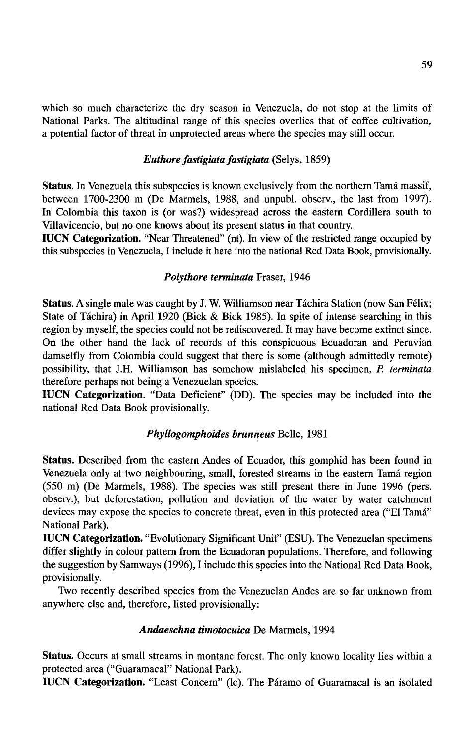which so much characterize the dry season in Venezuela, do not stop at the limits of National Parks. The altitudinal range of this species overlies that of coffee cultivation, a potential factor of threat in unprotected areas where the species may still occur.

### *Euthore fastigiata fastigiata* (Selys, 1859)

**Status.** In Venezuela this subspecies is known exclusively from the northern Tamá massif, between 1700-2300 m (De Marmels, 1988, and unpubl. observ., the last from 1997). In Colombia this taxon is (or was?) widespread across the eastern Cordillera south to Villavicencio, but no one knows about its present status in that country.

**IUCN Categorization.** "Near Threatened" (nt). In view of the restricted range occupied by this subspecies in Venezuela, I include it here into the national Red Data Book, provisionally.

### *Polythore terminata* Fraser, 1946

**Status.** A single male was caught by J. W. Williamson near Táchira Station (now San Félix; State of Táchira) in April 1920 (Bick & Bick 1985). In spite of intense searching in this region by myself, the species could not be rediscovered. It may have become extinct since. On the other hand the lack of records of this conspicuous Ecuadoran and Peruvian damselfly from Colombia could suggest that there is some (although admittedly remote) possibility, that J.H. Williamson has somehow mislabeled his specimen, *P. terminata* therefore perhaps not being a Venezuelan species.

**IUCN Categorization.** "Data Deficient" (DD). The species may be included into the national Red Data Book provisionally.

### *Phyllogomphoides brunneus* Belle, 1981

**Status.** Described from the eastern Andes of Ecuador, this gomphid has been found in Venezuela only at two neighbouring, small, forested streams in the eastern Tamá region (550 m) (De Marmels, 1988). The species was still present there in June 1996 (pers. observ.), but deforestation, pollution and deviation of the water by water catchment devices may expose the species to concrete threat, even in this protected area ("El Tamá" National Park).

**IUCN Categorization.** "Evolutionary Significant Unit" (ESU). The Venezuelan specimens differ slightly in colour pattern from the Ecuadoran populations. Therefore, and following the suggestion by Samways (1996), I include this species into the National Red Data Book, provisionally.

Two recently described species from the Venezuelan Andes are so far unknown from anywhere else and, therefore, listed provisionally:

### *Andaeschna timotocuica* De Marmels, 1994

**Status.** Occurs at small streams in montane forest. The only known locality lies within a protected area ("Guaramacal" National Park).

**IUCN Categorization.** "Least Concern" (lc). The Páramo of Guaramacal is an isolated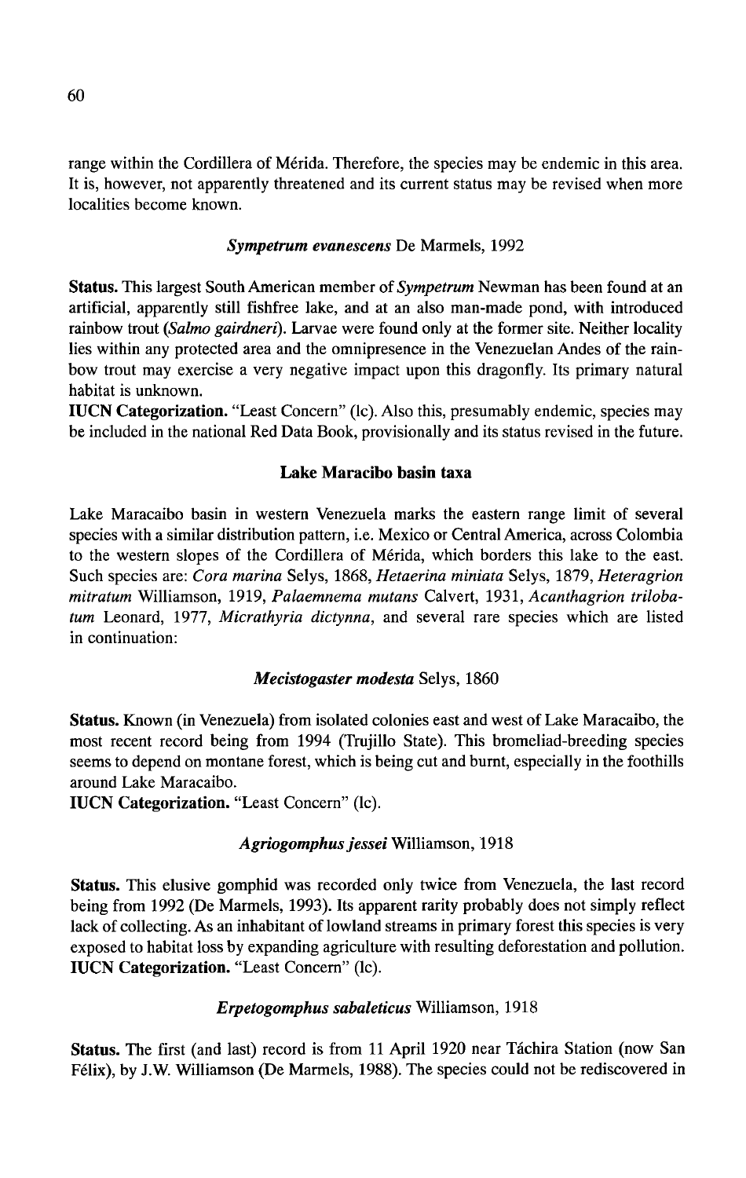range within the Cordillera of Mérida. Therefore, the species may be endemic in this area. It is, however, not apparently threatened and its current status may be revised when more localities become known.

### *Sympetrum evanescens* De Marmels, 1992

**Status.** This largest South American member of *Sympetrum* Newman has been found at an artificial, apparently still fishfree lake, and at an also man-made pond, with introduced rainbow trout (*Salmo gairdneri*). Larvae were found only at the former site. Neither locality lies within any protected area and the omnipresence in the Venezuelan Andes of the rainbow trout may exercise a very negative impact upon this dragonfly. Its primary natural habitat is unknown.

**IUCN Categorization.** "Least Concern" (lc). Also this, presumably endemic, species may be included in the national Red Data Book, provisionally and its status revised in the future.

## Lake Maracibo basin taxa

Lake Maracaibo basin in western Venezuela marks the eastern range limit of several species with a similar distribution pattern, i.e. Mexico or Central America, across Colombia to the western slopes of the Cordillera of Mérida, which borders this lake to the east. Such species are: *Cora marina* Selys, 1868, *Hetaerina miniata* Selys, 1879, *Heteragrion mitratum* Williamson, 1919, *Palaemnema mutans* Calvert, 1931, *Acanthagrion trilobatum* Leonard, 1977, *Micrathyria dictynna*, and several rare species which are listed in continuation:

### *Mecistogaster modesta* Selys, 1860

**Status.** Known (in Venezuela) from isolated colonies east and west of Lake Maracaibo, the most recent record being from 1994 (Trujillo State). This bromeliad-breeding species seems to depend on montane forest, which is being cut and burnt, especially in the foothills around Lake Maracaibo.

**IUCN Categorization.** "Least Concern" (lc).

### *Agriogomphus jessei* Williamson, 1918

**Status.** This elusive gomphid was recorded only twice from Venezuela, the last record being from 1992 (De Marmels, 1993). Its apparent rarity probably does not simply reflect lack of collecting. As an inhabitant of lowland streams in primary forest this species is very exposed to habitat loss by expanding agriculture with resulting deforestation and pollution.

**IUCN Categorization.** "Least Concern" (lc).

### *Erpetogomphus sabaleticus* Williamson, 1918

**Status.** The first (and last) record is from 11 April 1920 near Táchira Station (now San Félix), by J.W. Williamson (De Marmels, 1988). The species could not be rediscovered in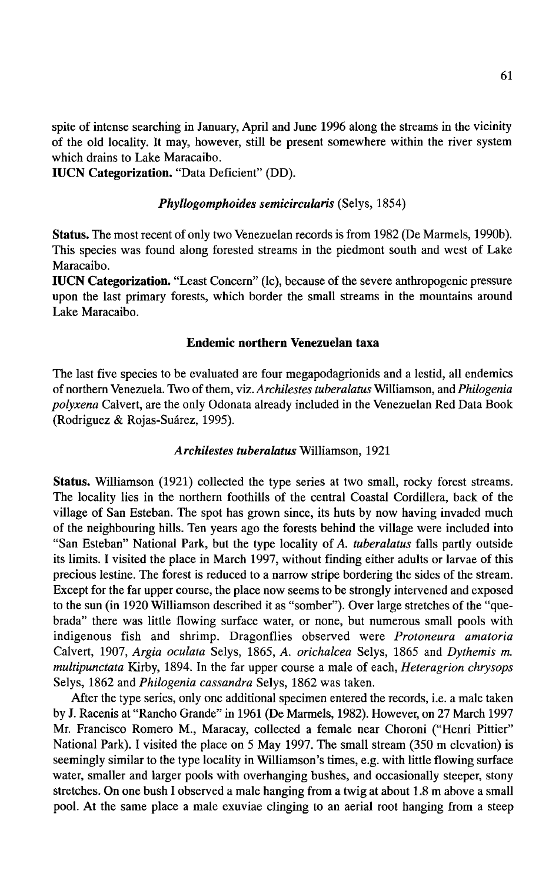spite of intense searching in January, April and June 1996 along the streams in the vicinity of the old locality. It may, however, still be present somewhere within the river system which drains to Lake Maracaibo.

**IUCN Categorization.** "Data Deficient" (DD).

### *Phyllogomphoides semicircularis* (Selys, 1854)

**Status.** The most recent of only two Venezuelan records is from 1982 (De Marmels, 1990b). This species was found along forested streams in the piedmont south and west of Lake Maracaibo.

**IUCN Categorization.** "Least Concern" (lc), because of the severe anthropogenic pressure upon the last primary forests, which border the small streams in the mountains around Lake Maracaibo.

## Endemic northern Venezuelan taxa

The last five species to be evaluated are four megapodagrionids and a lestid, all endemics of northern Venezuela. Two of them, viz. *Archilestes tuberalatus* Williamson, and *Philogenia polyxena* Calvert, are the only Odonata already included in the Venezuelan Red Data Book (Rodriguez & Rojas-Suárez, 1995).

### *Archilestes tuberalatus* Williamson, 1921

**Status.** Williamson (1921) collected the type series at two small, rocky forest streams. The locality lies in the northern foothills of the central Coastal Cordillera, back of the village of San Esteban. The spot has grown since, its huts by now having invaded much of the neighbouring hills. Ten years ago the forests behind the village were included into "San Esteban" National Park, but the type locality of *A. tuberalatus* falls partly outside its limits. I visited the place in March 1997, without finding either adults or larvae of this precious lestine. The forest is reduced to a narrow stripe bordering the sides of the stream. Except for the far upper course, the place now seems to be strongly intervened and exposed to the sun (in 1920 Williamson described it as "somber"). Over large stretches of the "quebrada" there was little flowing surface water, or none, but numerous small pools with indigenous fish and shrimp. Dragonflies observed were *Protoneura amatoria* Calvert, 1907, *Argia oculata* Selys, 1865, *A. orichalcea* Selys, 1865 and *Dythemis m. multipunctata* Kirby, 1894. In the far upper course a male of each, *Heteragrion chrysops* Selys, 1862 and *Philogenia cassandra* Selys, 1862 was taken.

After the type series, only one additional specimen entered the records, i.e. a male taken by J. Racenis at "Rancho Grande" in 1961 (De Marmels, 1982). However, on 27 March 1997 Mr. Francisco Romero M., Maracay, collected a female near Choroni ("Henri Pittier" National Park). I visited the place on 5 May 1997. The small stream (350 m elevation) is seemingly similar to the type locality in Williamson's times, e.g. with little flowing surface water, smaller and larger pools with overhanging bushes, and occasionally steeper, stony stretches. On one bush I observed a male hanging from a twig at about 1.8 m above a small pool. At the same place a male exuviae clinging to an aerial root hanging from a steep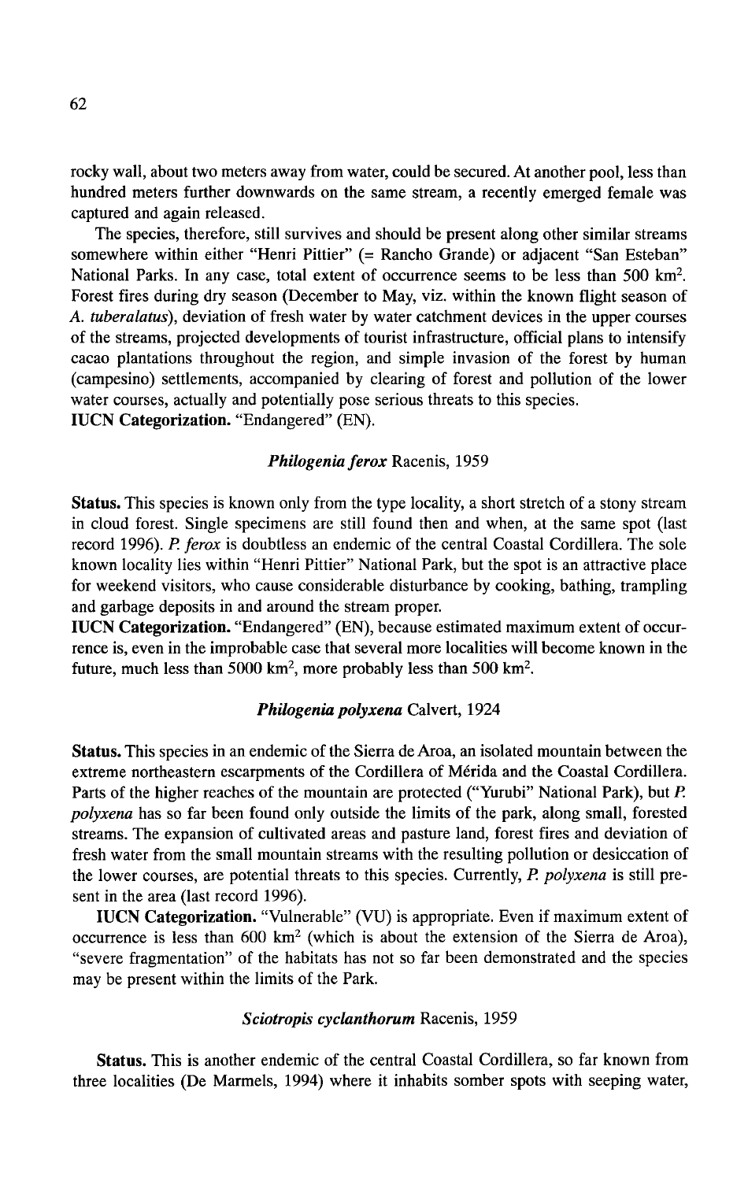rocky wall, about two meters away from water, could be secured. At another pool, less than hundred meters further downwards on the same stream, a recently emerged female was captured and again released.

The species, therefore, still survives and should be present along other similar streams somewhere within either "Henri Pittier" (= Rancho Grande) or adjacent "San Esteban" National Parks. In any case, total extent of occurrence seems to be less than 500 km$^2$. Forest fires during dry season (December to May, viz. within the known flight season of *A. tuberalatus*), deviation of fresh water by water catchment devices in the upper courses of the streams, projected developments of tourist infrastructure, official plans to intensify cacao plantations throughout the region, and simple invasion of the forest by human (campesino) settlements, accompanied by clearing of forest and pollution of the lower water courses, actually and potentially pose serious threats to this species.

**IUCN Categorization.** "Endangered" (EN).

### *Philogenia ferox* Racenis, 1959

**Status.** This species is known only from the type locality, a short stretch of a stony stream in cloud forest. Single specimens are still found then and when, at the same spot (last record 1996). *P. ferox* is doubtless an endemic of the central Coastal Cordillera. The sole known locality lies within "Henri Pittier" National Park, but the spot is an attractive place for weekend visitors, who cause considerable disturbance by cooking, bathing, trampling and garbage deposits in and around the stream proper.

**IUCN Categorization.** "Endangered" (EN), because estimated maximum extent of occurrence is, even in the improbable case that several more localities will become known in the future, much less than 5000 km$^2$, more probably less than 500 km$^2$.

### *Philogenia polyxena* Calvert, 1924

**Status.** This species in an endemic of the Sierra de Aroa, an isolated mountain between the extreme northeastern escarpments of the Cordillera of Mérida and the Coastal Cordillera. Parts of the higher reaches of the mountain are protected ("Yurubi" National Park), but *P. polyxena* has so far been found only outside the limits of the park, along small, forested streams. The expansion of cultivated areas and pasture land, forest fires and deviation of fresh water from the small mountain streams with the resulting pollution or desiccation of the lower courses, are potential threats to this species. Currently, *P. polyxena* is still present in the area (last record 1996).

**IUCN Categorization.** "Vulnerable" (VU) is appropriate. Even if maximum extent of occurrence is less than 600 km$^2$ (which is about the extension of the Sierra de Aroa), "severe fragmentation" of the habitats has not so far been demonstrated and the species may be present within the limits of the Park.

### *Sciotropis cyclanthorum* Racenis, 1959

**Status.** This is another endemic of the central Coastal Cordillera, so far known from three localities (De Marmels, 1994) where it inhabits somber spots with seeping water,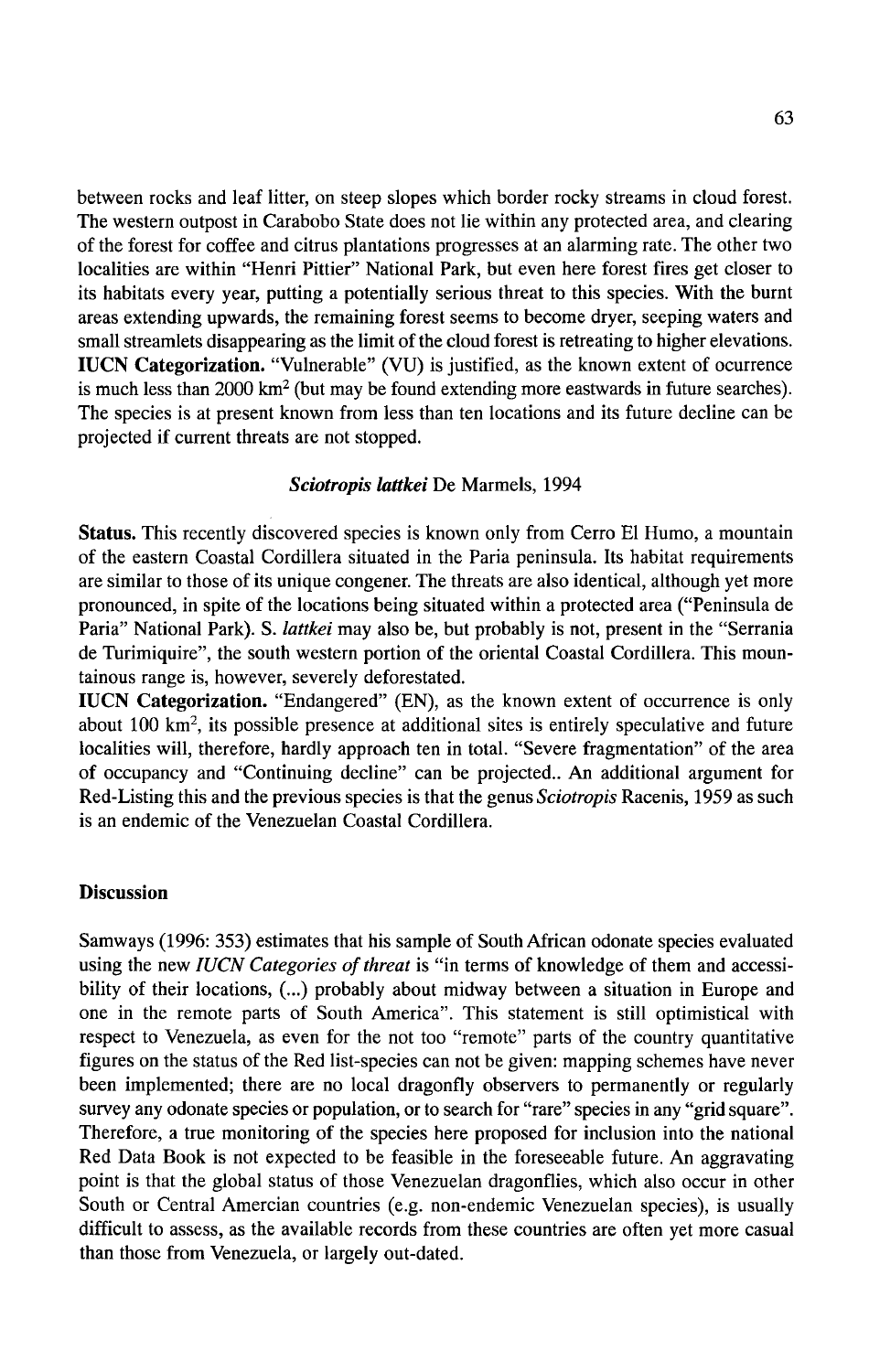between rocks and leaf litter, on steep slopes which border rocky streams in cloud forest. The western outpost in Carabobo State does not lie within any protected area, and clearing of the forest for coffee and citrus plantations progresses at an alarming rate. The other two localities are within "Henri Pittier" National Park, but even here forest fires get closer to its habitats every year, putting a potentially serious threat to this species. With the burnt areas extending upwards, the remaining forest seems to become dryer, seeping waters and small streamlets disappearing as the limit of the cloud forest is retreating to higher elevations.

**IUCN Categorization.** "Vulnerable" (VU) is justified, as the known extent of ocurrence is much less than 2000 km$^2$ (but may be found extending more eastwards in future searches). The species is at present known from less than ten locations and its future decline can be projected if current threats are not stopped.

### *Sciotropis lattkei* De Marmels, 1994

**Status.** This recently discovered species is known only from Cerro El Humo, a mountain of the eastern Coastal Cordillera situated in the Paria peninsula. Its habitat requirements are similar to those of its unique congener. The threats are also identical, although yet more pronounced, in spite of the locations being situated within a protected area ("Peninsula de Paria" National Park). S. *lattkei* may also be, but probably is not, present in the "Serrania de Turimiquire", the south western portion of the oriental Coastal Cordillera. This mountainous range is, however, severely deforestated.

**IUCN Categorization.** "Endangered" (EN), as the known extent of occurrence is only about 100 km$^2$, its possible presence at additional sites is entirely speculative and future localities will, therefore, hardly approach ten in total. "Severe fragmentation" of the area of occupancy and "Continuing decline" can be projected.. An additional argument for Red-Listing this and the previous species is that the genus *Sciotropis* Racenis, 1959 as such is an endemic of the Venezuelan Coastal Cordillera.

## Discussion

Samways (1996: 353) estimates that his sample of South African odonate species evaluated using the new *IUCN Categories of threat* is "in terms of knowledge of them and accessibility of their locations, (...) probably about midway between a situation in Europe and one in the remote parts of South America". This statement is still optimistical with respect to Venezuela, as even for the not too "remote" parts of the country quantitative figures on the status of the Red list-species can not be given: mapping schemes have never been implemented; there are no local dragonfly observers to permanently or regularly survey any odonate species or population, or to search for "rare" species in any "grid square". Therefore, a true monitoring of the species here proposed for inclusion into the national Red Data Book is not expected to be feasible in the foreseeable future. An aggravating point is that the global status of those Venezuelan dragonflies, which also occur in other South or Central Amercian countries (e.g. non-endemic Venezuelan species), is usually difficult to assess, as the available records from these countries are often yet more casual than those from Venezuela, or largely out-dated.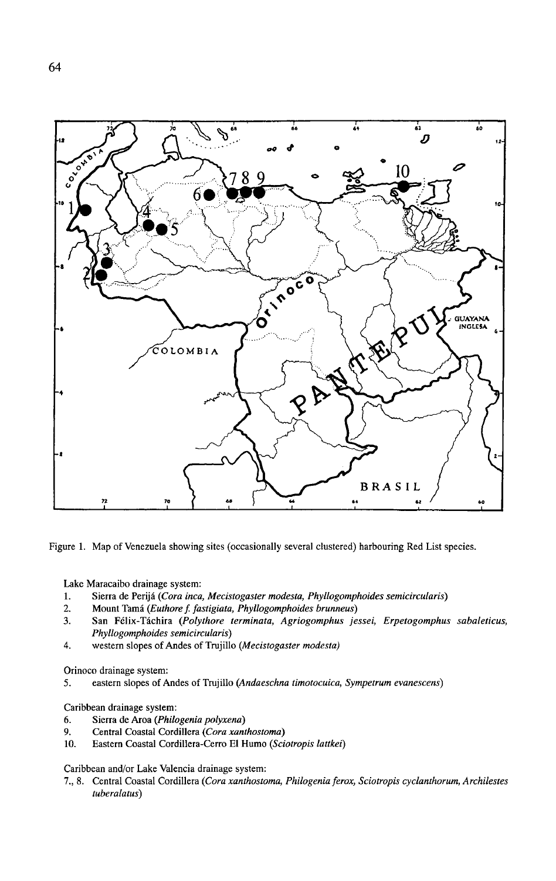Figure 1. Map of Venezuela showing sites (occasionally several clustered) harbouring Red List species.

Lake Maracaibo drainage system:

1. Sierra de Perijá (*Cora inca, Mecistogaster modesta, Phyllogomphoides semicircularis*)
2. Mount Tamá (*Euthore f. fastigiata, Phyllogomphoides brunneus*)
3. San Félix-Táchira (*Polythore terminata, Agriogomphus jessei, Erpetogomphus sabaleticus, Phyllogomphoides semicircularis*)
4. western slopes of Andes of Trujillo (*Mecistogaster modesta*)

Orinoco drainage system:

5. eastern slopes of Andes of Trujillo (*Andaeschna timotocuica, Sympetrum evanescens*)

Caribbean drainage system:

6. Sierra de Aroa (*Philogenia polyxena*)
9. Central Coastal Cordillera (*Cora xanthostoma*)
10. Eastern Coastal Cordillera-Cerro El Humo (*Sciotropis lattkei*)

Caribbean and/or Lake Valencia drainage system:

7., 8. Central Coastal Cordillera (*Cora xanthostoma, Philogenia ferox, Sciotropis cyclanthorum, Archilestes tuberalatus*)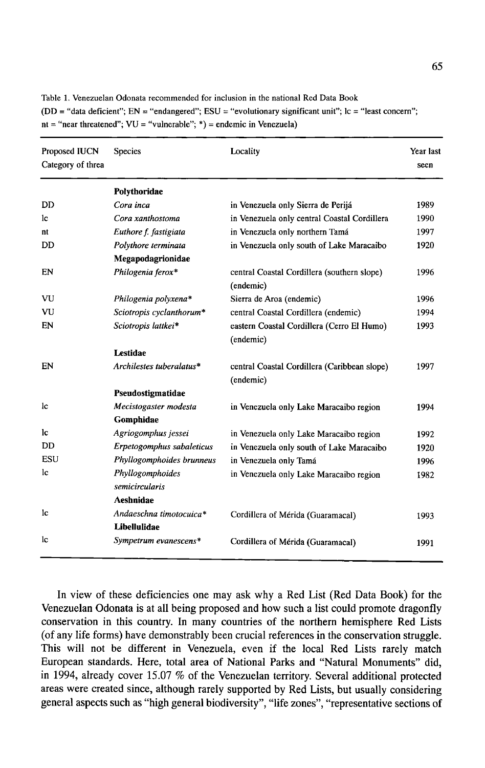Table 1. Venezuelan Odonata recommended for inclusion in the national Red Data Book
(DD = "data deficient"; EN = "endangered"; ESU = "evolutionary significant unit"; lc = "least concern"; nt = "near threatened"; VU = "vulnerable"; *) = endemic in Venezuela)

| Proposed IUCN Category of threa | Species | Locality | Year last seen |
|---|---|---|---|
| | **Polythoridae** | | |
| DD | *Cora inca* | in Venezuela only Sierra de Perijá | 1989 |
| lc | *Cora xanthostoma* | in Venezuela only central Coastal Cordillera | 1990 |
| nt | *Euthore f. fastigiata* | in Venezuela only northern Tamá | 1997 |
| DD | *Polythore terminata* | in Venezuela only south of Lake Maracaibo | 1920 |
| | **Megapodagrionidae** | | |
| EN | *Philogenia ferox** | central Coastal Cordillera (southern slope) (endemic) | 1996 |
| VU | *Philogenia polyxena** | Sierra de Aroa (endemic) | 1996 |
| VU | *Sciotropis cyclanthorum** | central Coastal Cordillera (endemic) | 1994 |
| EN | *Sciotropis lattkei** | eastern Coastal Cordillera (Cerro El Humo) (endemic) | 1993 |
| | **Lestidae** | | |
| EN | *Archilestes tuberalatus** | central Coastal Cordillera (Caribbean slope) (endemic) | 1997 |
| | **Pseudostigmatidae** | | |
| lc | *Mecistogaster modesta* | in Venezuela only Lake Maracaibo region | 1994 |
| | **Gomphidae** | | |
| lc | *Agriogomphus jessei* | in Venezuela only Lake Maracaibo region | 1992 |
| DD | *Erpetogomphus sabaleticus* | in Venezuela only south of Lake Maracaibo | 1920 |
| ESU | *Phyllogomphoides brunneus* | in Venezuela only Tamá | 1996 |
| lc | *Phyllogomphoides semicircularis* | in Venezuela only Lake Maracaibo region | 1982 |
| | **Aeshnidae** | | |
| lc | *Andaeschna timotocuica** | Cordillera of Mérida (Guaramacal) | 1993 |
| | **Libellulidae** | | |
| lc | *Sympetrum evanescens** | Cordillera of Mérida (Guaramacal) | 1991 |

In view of these deficiencies one may ask why a Red List (Red Data Book) for the Venezuelan Odonata is at all being proposed and how such a list could promote dragonfly conservation in this country. In many countries of the northern hemisphere Red Lists (of any life forms) have demonstrably been crucial references in the conservation struggle. This will not be different in Venezuela, even if the local Red Lists rarely match European standards. Here, total area of National Parks and "Natural Monuments" did, in 1994, already cover 15.07 % of the Venezuelan territory. Several additional protected areas were created since, although rarely supported by Red Lists, but usually considering general aspects such as "high general biodiversity", "life zones", "representative sections of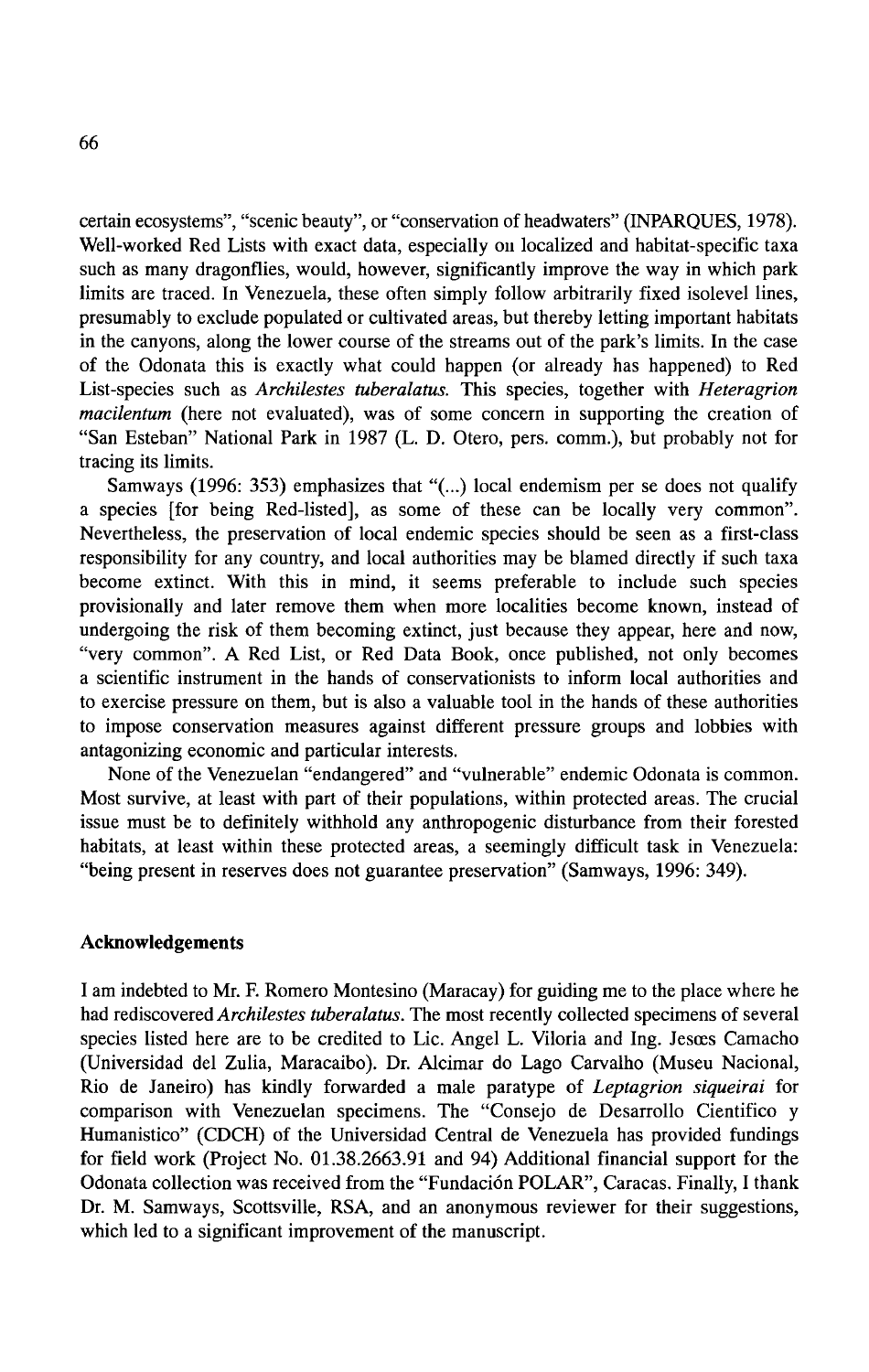certain ecosystems", "scenic beauty", or "conservation of headwaters" (INPARQUES, 1978). Well-worked Red Lists with exact data, especially on localized and habitat-specific taxa such as many dragonflies, would, however, significantly improve the way in which park limits are traced. In Venezuela, these often simply follow arbitrarily fixed isolevel lines, presumably to exclude populated or cultivated areas, but thereby letting important habitats in the canyons, along the lower course of the streams out of the park's limits. In the case of the Odonata this is exactly what could happen (or already has happened) to Red List-species such as *Archilestes tuberalatus*. This species, together with *Heteragrion macilentum* (here not evaluated), was of some concern in supporting the creation of "San Esteban" National Park in 1987 (L. D. Otero, pers. comm.), but probably not for tracing its limits.

Samways (1996: 353) emphasizes that "(...) local endemism per se does not qualify a species [for being Red-listed], as some of these can be locally very common". Nevertheless, the preservation of local endemic species should be seen as a first-class responsibility for any country, and local authorities may be blamed directly if such taxa become extinct. With this in mind, it seems preferable to include such species provisionally and later remove them when more localities become known, instead of undergoing the risk of them becoming extinct, just because they appear, here and now, "very common". A Red List, or Red Data Book, once published, not only becomes a scientific instrument in the hands of conservationists to inform local authorities and to exercise pressure on them, but is also a valuable tool in the hands of these authorities to impose conservation measures against different pressure groups and lobbies with antagonizing economic and particular interests.

None of the Venezuelan "endangered" and "vulnerable" endemic Odonata is common. Most survive, at least with part of their populations, within protected areas. The crucial issue must be to definitely withhold any anthropogenic disturbance from their forested habitats, at least within these protected areas, a seemingly difficult task in Venezuela: "being present in reserves does not guarantee preservation" (Samways, 1996: 349).

## Acknowledgements

I am indebted to Mr. F. Romero Montesino (Maracay) for guiding me to the place where he had rediscovered *Archilestes tuberalatus*. The most recently collected specimens of several species listed here are to be credited to Lic. Angel L. Viloria and Ing. Jesœs Camacho (Universidad del Zulia, Maracaibo). Dr. Alcimar do Lago Carvalho (Museu Nacional, Rio de Janeiro) has kindly forwarded a male paratype of *Leptagrion siqueirai* for comparison with Venezuelan specimens. The "Consejo de Desarrollo Cientifico y Humanistico" (CDCH) of the Universidad Central de Venezuela has provided fundings for field work (Project No. 01.38.2663.91 and 94) Additional financial support for the Odonata collection was received from the "Fundación POLAR", Caracas. Finally, I thank Dr. M. Samways, Scottsville, RSA, and an anonymous reviewer for their suggestions, which led to a significant improvement of the manuscript.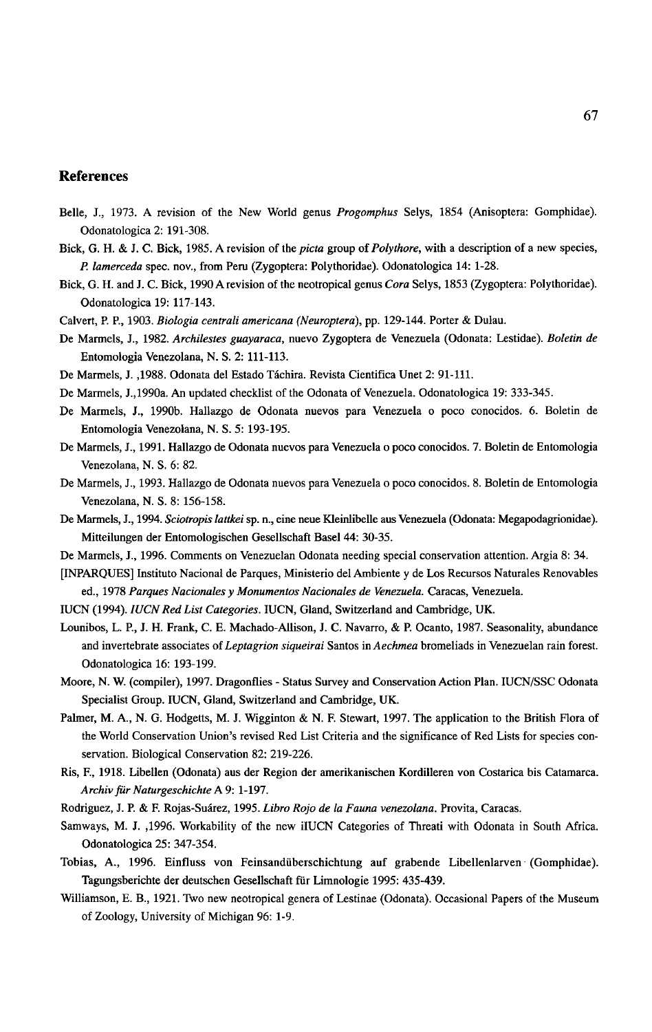## References

Belle, J., 1973. A revision of the New World genus *Progomphus* Selys, 1854 (Anisoptera: Gomphidae). Odonatologica 2: 191-308.

Bick, G. H. & J. C. Bick, 1985. A revision of the *picta* group of *Polythore*, with a description of a new species, *P. lamerceda* spec. nov., from Peru (Zygoptera: Polythoridae). Odonatologica 14: 1-28.

Bick, G. H. and J. C. Bick, 1990 A revision of the neotropical genus *Cora* Selys, 1853 (Zygoptera: Polythoridae). Odonatologica 19: 117-143.

Calvert, P. P., 1903. *Biologia centrali americana (Neuroptera)*, pp. 129-144. Porter & Dulau.

De Marmels, J., 1982. *Archilestes guayaraca*, nuevo Zygoptera de Venezuela (Odonata: Lestidae). *Boletin de* Entomologia Venezolana, N. S. 2: 111-113.

De Marmels, J. ,1988. Odonata del Estado Táchira. Revista Cientifica Unet 2: 91-111.

De Marmels, J.,1990a. An updated checklist of the Odonata of Venezuela. Odonatologica 19: 333-345.

De Marmels, J., 1990b. Hallazgo de Odonata nuevos para Venezuela o poco conocidos. 6. Boletin de Entomologia Venezolana, N. S. 5: 193-195.

De Marmels, J., 1991. Hallazgo de Odonata nuevos para Venezuela o poco conocidos. 7. Boletin de Entomologia Venezolana, N. S. 6: 82.

De Marmels, J., 1993. Hallazgo de Odonata nuevos para Venezuela o poco conocidos. 8. Boletin de Entomologia Venezolana, N. S. 8: 156-158.

De Marmels, J., 1994. *Sciotropis lattkei* sp. n., eine neue Kleinlibelle aus Venezuela (Odonata: Megapodagrionidae). Mitteilungen der Entomologischen Gesellschaft Basel 44: 30-35.

De Marmels, J., 1996. Comments on Venezuelan Odonata needing special conservation attention. Argia 8: 34.

[INPARQUES] Instituto Nacional de Parques, Ministerio del Ambiente y de Los Recursos Naturales Renovables ed., 1978 *Parques Nacionales y Monumentos Nacionales de Venezuela.* Caracas, Venezuela.

IUCN (1994). *IUCN Red List Categories.* IUCN, Gland, Switzerland and Cambridge, UK.

Lounibos, L. P., J. H. Frank, C. E. Machado-Allison, J. C. Navarro, & P. Ocanto, 1987. Seasonality, abundance and invertebrate associates of *Leptagrion siqueirai* Santos in *Aechmea* bromeliads in Venezuelan rain forest. Odonatologica 16: 193-199.

Moore, N. W. (compiler), 1997. Dragonflies - Status Survey and Conservation Action Plan. IUCN/SSC Odonata Specialist Group. IUCN, Gland, Switzerland and Cambridge, UK.

Palmer, M. A., N. G. Hodgetts, M. J. Wigginton & N. F. Stewart, 1997. The application to the British Flora of the World Conservation Union's revised Red List Criteria and the significance of Red Lists for species conservation. Biological Conservation 82: 219-226.

Ris, F., 1918. Libellen (Odonata) aus der Region der amerikanischen Kordilleren von Costarica bis Catamarca. *Archiv für Naturgeschichte* A 9: 1-197.

Rodriguez, J. P. & F. Rojas-Suárez, 1995. *Libro Rojo de la Fauna venezolana.* Provita, Caracas.

Samways, M. J. ,1996. Workability of the new iIUCN Categories of Threati with Odonata in South Africa. Odonatologica 25: 347-354.

Tobias, A., 1996. Einfluss von Feinsandüberschichtung auf grabende Libellenlarven (Gomphidae). Tagungsberichte der deutschen Gesellschaft für Limnologie 1995: 435-439.

Williamson, E. B., 1921. Two new neotropical genera of Lestinae (Odonata). Occasional Papers of the Museum of Zoology, University of Michigan 96: 1-9.